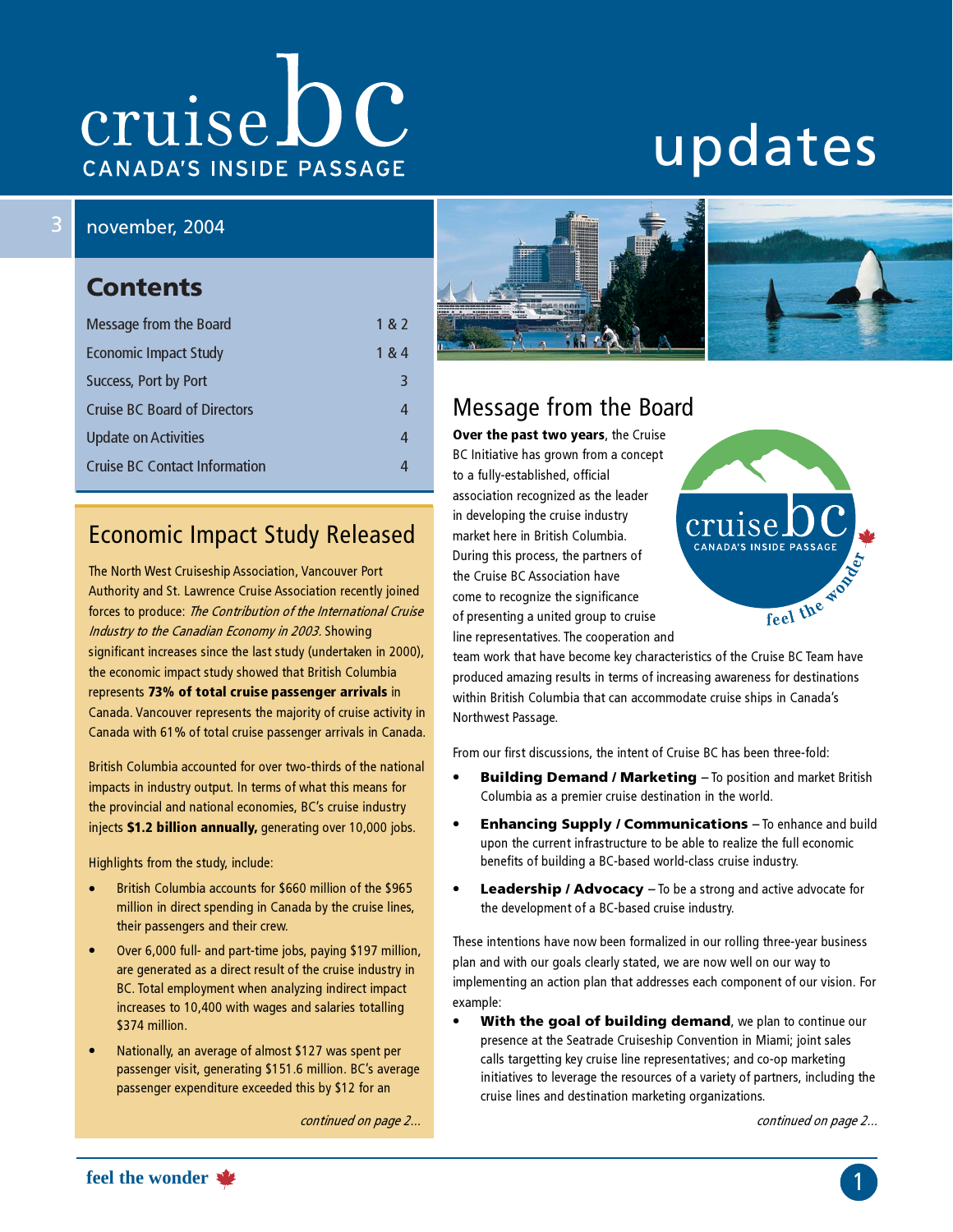# cruise bc

CANADA'S INSIDE PASSAGE

# updates

3 november, 2004

## Contents

| | |
|---|---|
| Message from the Board | 1 & 2 |
| Economic Impact Study | 1 & 4 |
| Success, Port by Port | 3 |
| Cruise BC Board of Directors | 4 |
| Update on Activities | 4 |
| Cruise BC Contact Information | 4 |

## Economic Impact Study Released

The North West Cruiseship Association, Vancouver Port Authority and St. Lawrence Cruise Association recently joined forces to produce: *The Contribution of the International Cruise Industry to the Canadian Economy in 2003.* Showing significant increases since the last study (undertaken in 2000), the economic impact study showed that British Columbia represents **73% of total cruise passenger arrivals** in Canada. Vancouver represents the majority of cruise activity in Canada with 61% of total cruise passenger arrivals in Canada.

British Columbia accounted for over two-thirds of the national impacts in industry output. In terms of what this means for the provincial and national economies, BC's cruise industry injects **$1.2 billion annually,** generating over 10,000 jobs.

Highlights from the study, include:

- British Columbia accounts for $660 million of the $965 million in direct spending in Canada by the cruise lines, their passengers and their crew.
- Over 6,000 full- and part-time jobs, paying $197 million, are generated as a direct result of the cruise industry in BC. Total employment when analyzing indirect impact increases to 10,400 with wages and salaries totalling $374 million.
- Nationally, an average of almost $127 was spent per passenger visit, generating $151.6 million. BC's average passenger expenditure exceeded this by $12 for an

*continued on page 2...*

## Message from the Board

**Over the past two years**, the Cruise BC Initiative has grown from a concept to a fully-established, official association recognized as the leader in developing the cruise industry market here in British Columbia. During this process, the partners of the Cruise BC Association have come to recognize the significance of presenting a united group to cruise line representatives. The cooperation and team work that have become key characteristics of the Cruise BC Team have produced amazing results in terms of increasing awareness for destinations within British Columbia that can accommodate cruise ships in Canada's Northwest Passage.

From our first discussions, the intent of Cruise BC has been three-fold:

- **Building Demand / Marketing** – To position and market British Columbia as a premier cruise destination in the world.
- **Enhancing Supply / Communications** – To enhance and build upon the current infrastructure to be able to realize the full economic benefits of building a BC-based world-class cruise industry.
- **Leadership / Advocacy** – To be a strong and active advocate for the development of a BC-based cruise industry.

These intentions have now been formalized in our rolling three-year business plan and with our goals clearly stated, we are now well on our way to implementing an action plan that addresses each component of our vision. For example:

- **With the goal of building demand**, we plan to continue our presence at the Seatrade Cruiseship Convention in Miami; joint sales calls targetting key cruise line representatives; and co-op marketing initiatives to leverage the resources of a variety of partners, including the cruise lines and destination marketing organizations.

*continued on page 2...*

feel the wonder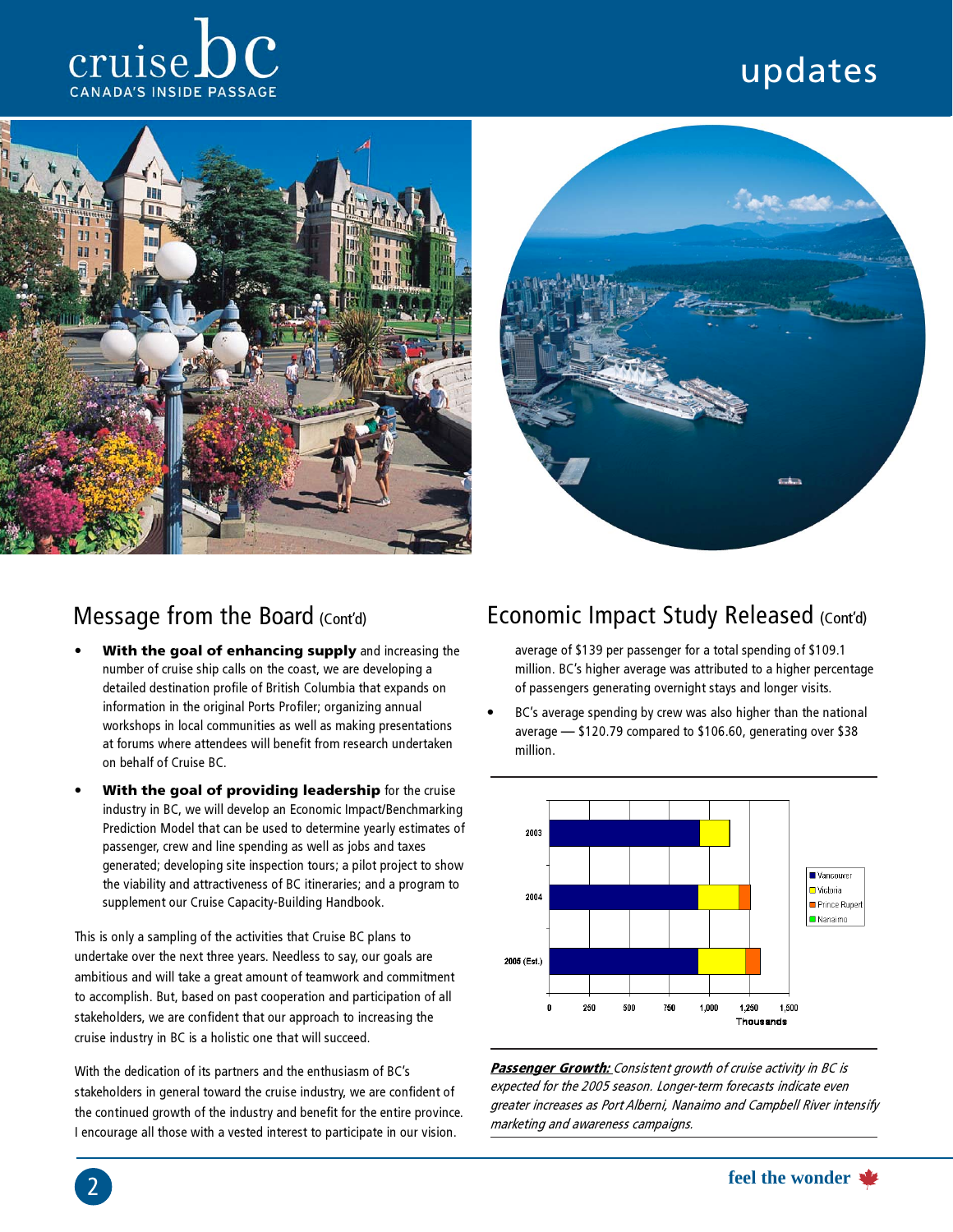## Message from the Board (Cont'd)

- **With the goal of enhancing supply** and increasing the number of cruise ship calls on the coast, we are developing a detailed destination profile of British Columbia that expands on information in the original Ports Profiler; organizing annual workshops in local communities as well as making presentations at forums where attendees will benefit from research undertaken on behalf of Cruise BC.
- **With the goal of providing leadership** for the cruise industry in BC, we will develop an Economic Impact/Benchmarking Prediction Model that can be used to determine yearly estimates of passenger, crew and line spending as well as jobs and taxes generated; developing site inspection tours; a pilot project to show the viability and attractiveness of BC itineraries; and a program to supplement our Cruise Capacity-Building Handbook.

This is only a sampling of the activities that Cruise BC plans to undertake over the next three years. Needless to say, our goals are ambitious and will take a great amount of teamwork and commitment to accomplish. But, based on past cooperation and participation of all stakeholders, we are confident that our approach to increasing the cruise industry in BC is a holistic one that will succeed.

With the dedication of its partners and the enthusiasm of BC's stakeholders in general toward the cruise industry, we are confident of the continued growth of the industry and benefit for the entire province. I encourage all those with a vested interest to participate in our vision.

## Economic Impact Study Released (Cont'd)

average of $139 per passenger for a total spending of $109.1 million. BC's higher average was attributed to a higher percentage of passengers generating overnight stays and longer visits.

- BC's average spending by crew was also higher than the national average — $120.79 compared to $106.60, generating over $38 million.

***Passenger Growth:*** *Consistent growth of cruise activity in BC is expected for the 2005 season. Longer-term forecasts indicate even greater increases as Port Alberni, Nanaimo and Campbell River intensify marketing and awareness campaigns.*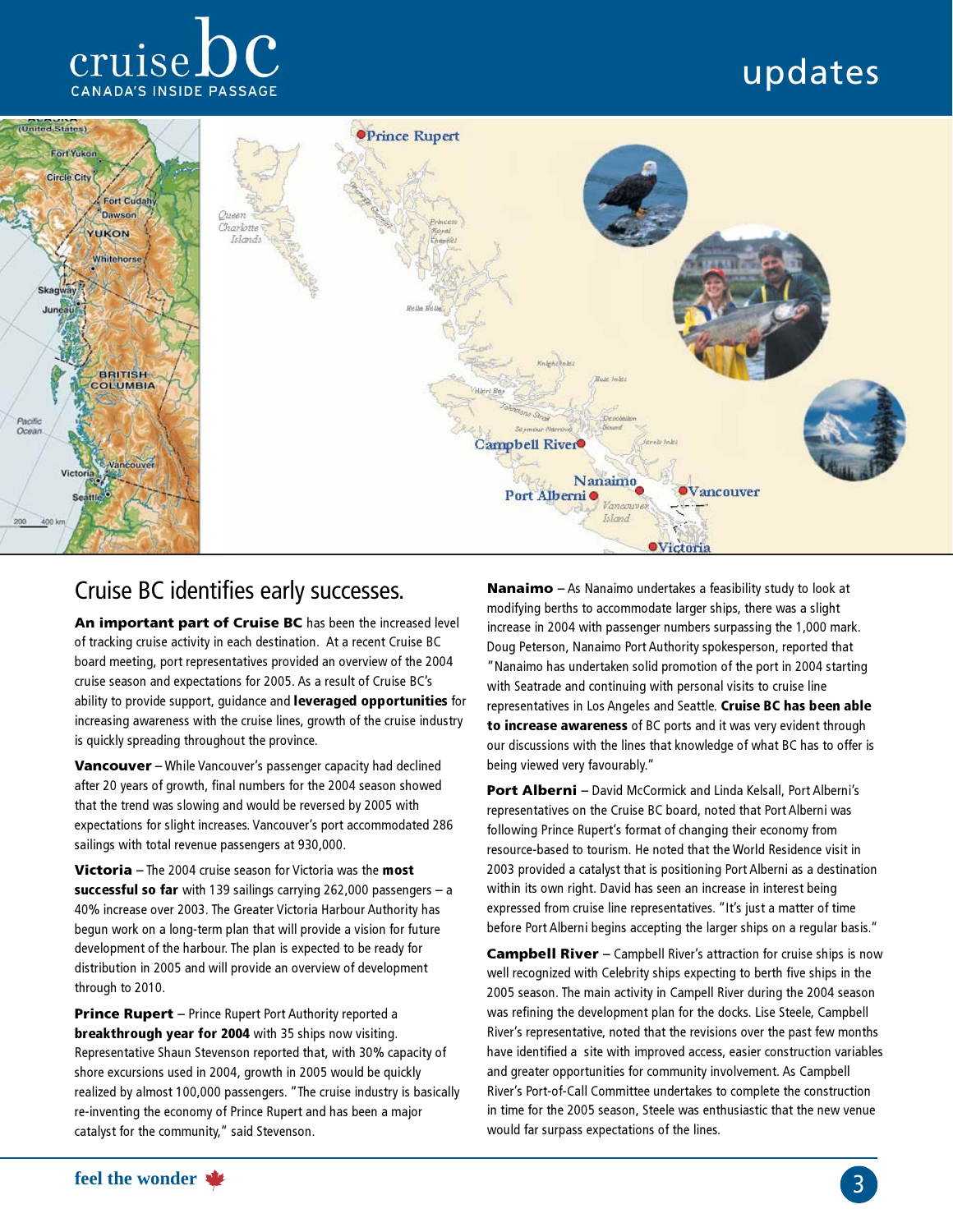# Cruise BC identifies early successes.

**An important part of Cruise BC** has been the increased level of tracking cruise activity in each destination. At a recent Cruise BC board meeting, port representatives provided an overview of the 2004 cruise season and expectations for 2005. As a result of Cruise BC's ability to provide support, guidance and **leveraged opportunities** for increasing awareness with the cruise lines, growth of the cruise industry is quickly spreading throughout the province.

**Vancouver** – While Vancouver's passenger capacity had declined after 20 years of growth, final numbers for the 2004 season showed that the trend was slowing and would be reversed by 2005 with expectations for slight increases. Vancouver's port accommodated 286 sailings with total revenue passengers at 930,000.

**Victoria** – The 2004 cruise season for Victoria was the **most successful so far** with 139 sailings carrying 262,000 passengers – a 40% increase over 2003. The Greater Victoria Harbour Authority has begun work on a long-term plan that will provide a vision for future development of the harbour. The plan is expected to be ready for distribution in 2005 and will provide an overview of development through to 2010.

**Prince Rupert** – Prince Rupert Port Authority reported a **breakthrough year for 2004** with 35 ships now visiting. Representative Shaun Stevenson reported that, with 30% capacity of shore excursions used in 2004, growth in 2005 would be quickly realized by almost 100,000 passengers. "The cruise industry is basically re-inventing the economy of Prince Rupert and has been a major catalyst for the community," said Stevenson.

**Nanaimo** – As Nanaimo undertakes a feasibility study to look at modifying berths to accommodate larger ships, there was a slight increase in 2004 with passenger numbers surpassing the 1,000 mark. Doug Peterson, Nanaimo Port Authority spokesperson, reported that "Nanaimo has undertaken solid promotion of the port in 2004 starting with Seatrade and continuing with personal visits to cruise line representatives in Los Angeles and Seattle. **Cruise BC has been able to increase awareness** of BC ports and it was very evident through our discussions with the lines that knowledge of what BC has to offer is being viewed very favourably."

**Port Alberni** – David McCormick and Linda Kelsall, Port Alberni's representatives on the Cruise BC board, noted that Port Alberni was following Prince Rupert's format of changing their economy from resource-based to tourism. He noted that the World Residence visit in 2003 provided a catalyst that is positioning Port Alberni as a destination within its own right. David has seen an increase in interest being expressed from cruise line representatives. "It's just a matter of time before Port Alberni begins accepting the larger ships on a regular basis."

**Campbell River** – Campbell River's attraction for cruise ships is now well recognized with Celebrity ships expecting to berth five ships in the 2005 season. The main activity in Campbell River during the 2004 season was refining the development plan for the docks. Lise Steele, Campbell River's representative, noted that the revisions over the past few months have identified a site with improved access, easier construction variables and greater opportunities for community involvement. As Campbell River's Port-of-Call Committee undertakes to complete the construction in time for the 2005 season, Steele was enthusiastic that the new venue would far surpass expectations of the lines.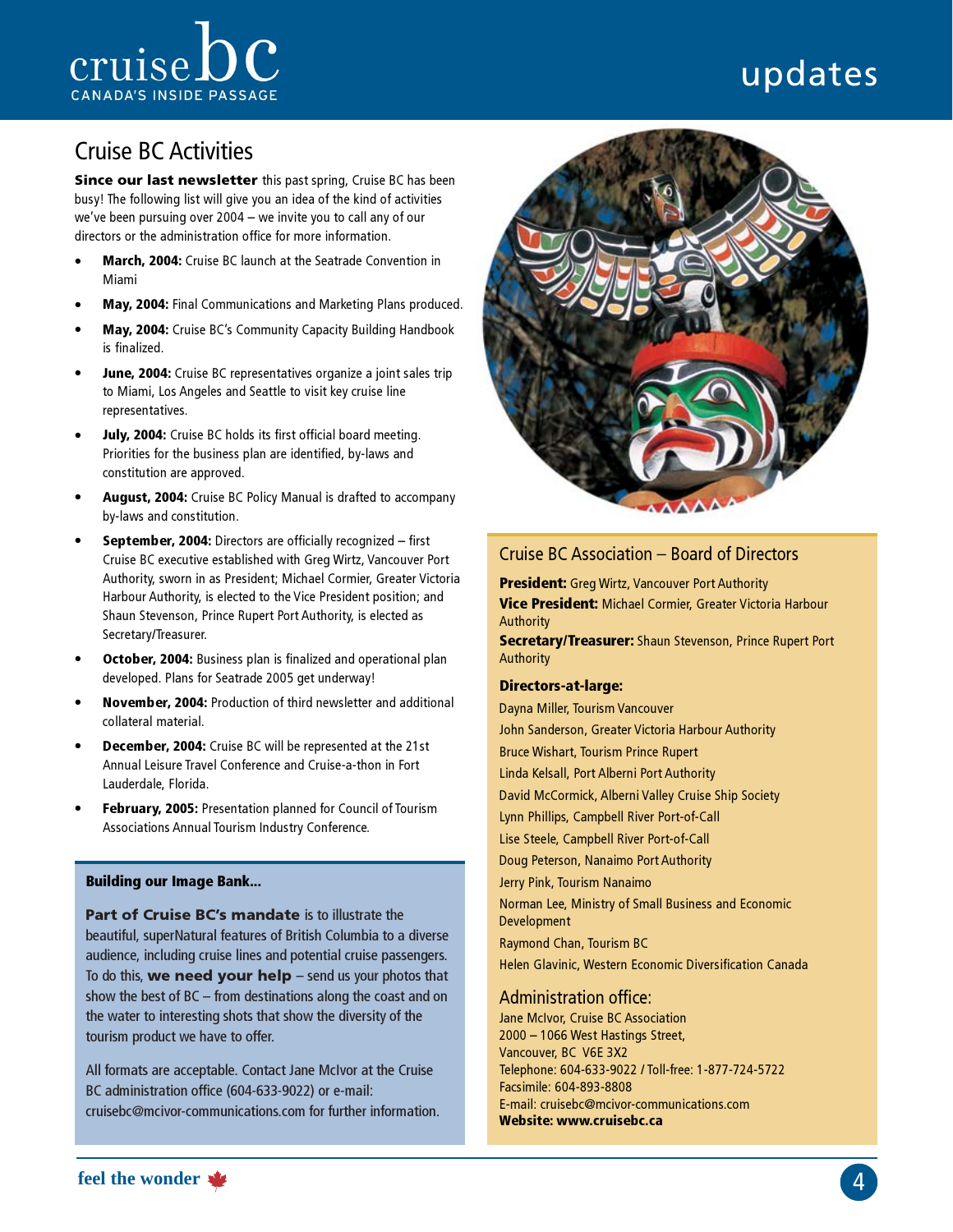# cruise bc
CANADA'S INSIDE PASSAGE

updates

## Cruise BC Activities

**Since our last newsletter** this past spring, Cruise BC has been busy! The following list will give you an idea of the kind of activities we've been pursuing over 2004 – we invite you to call any of our directors or the administration office for more information.

- **March, 2004:** Cruise BC launch at the Seatrade Convention in Miami
- **May, 2004:** Final Communications and Marketing Plans produced.
- **May, 2004:** Cruise BC's Community Capacity Building Handbook is finalized.
- **June, 2004:** Cruise BC representatives organize a joint sales trip to Miami, Los Angeles and Seattle to visit key cruise line representatives.
- **July, 2004:** Cruise BC holds its first official board meeting. Priorities for the business plan are identified, by-laws and constitution are approved.
- **August, 2004:** Cruise BC Policy Manual is drafted to accompany by-laws and constitution.
- **September, 2004:** Directors are officially recognized – first Cruise BC executive established with Greg Wirtz, Vancouver Port Authority, sworn in as President; Michael Cormier, Greater Victoria Harbour Authority, is elected to the Vice President position; and Shaun Stevenson, Prince Rupert Port Authority, is elected as Secretary/Treasurer.
- **October, 2004:** Business plan is finalized and operational plan developed. Plans for Seatrade 2005 get underway!
- **November, 2004:** Production of third newsletter and additional collateral material.
- **December, 2004:** Cruise BC will be represented at the 21st Annual Leisure Travel Conference and Cruise-a-thon in Fort Lauderdale, Florida.
- **February, 2005:** Presentation planned for Council of Tourism Associations Annual Tourism Industry Conference.

### Building our Image Bank...

**Part of Cruise BC's mandate** is to illustrate the beautiful, superNatural features of British Columbia to a diverse audience, including cruise lines and potential cruise passengers. To do this, **we need your help** – send us your photos that show the best of BC – from destinations along the coast and on the water to interesting shots that show the diversity of the tourism product we have to offer.

All formats are acceptable. Contact Jane McIvor at the Cruise BC administration office (604-633-9022) or e-mail: cruisebc@mcivor-communications.com for further information.

## Cruise BC Association – Board of Directors

**President:** Greg Wirtz, Vancouver Port Authority
**Vice President:** Michael Cormier, Greater Victoria Harbour Authority
**Secretary/Treasurer:** Shaun Stevenson, Prince Rupert Port Authority

**Directors-at-large:**

Dayna Miller, Tourism Vancouver
John Sanderson, Greater Victoria Harbour Authority
Bruce Wishart, Tourism Prince Rupert
Linda Kelsall, Port Alberni Port Authority
David McCormick, Alberni Valley Cruise Ship Society
Lynn Phillips, Campbell River Port-of-Call
Lise Steele, Campbell River Port-of-Call
Doug Peterson, Nanaimo Port Authority
Jerry Pink, Tourism Nanaimo
Norman Lee, Ministry of Small Business and Economic Development
Raymond Chan, Tourism BC
Helen Glavinic, Western Economic Diversification Canada

## Administration office:

Jane McIvor, Cruise BC Association
2000 – 1066 West Hastings Street,
Vancouver, BC V6E 3X2
Telephone: 604-633-9022 / Toll-free: 1-877-724-5722
Facsimile: 604-893-8808
E-mail: cruisebc@mcivor-communications.com
**Website: www.cruisebc.ca**

feel the wonder